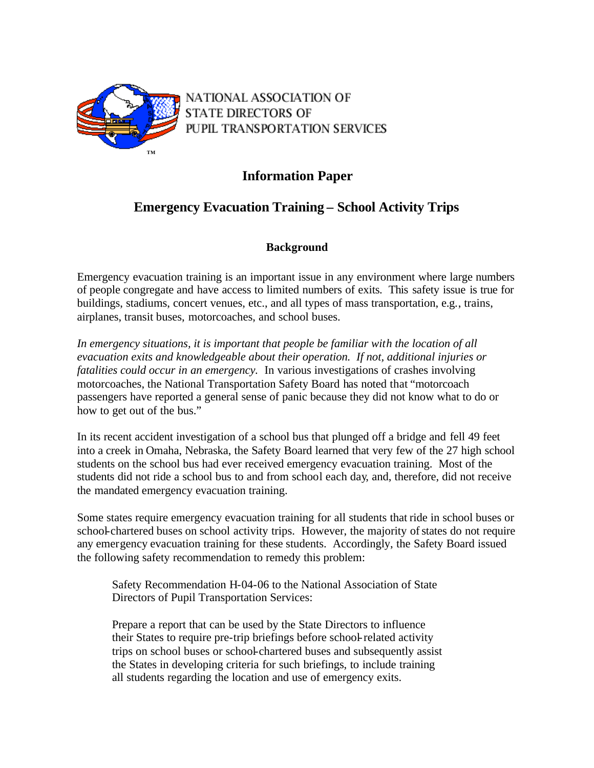NATIONAL ASSOCIATION OF STATE DIRECTORS OF PUPIL TRANSPORTATION SERVICES

# Information Paper

## Emergency Evacuation Training – School Activity Trips

### Background

Emergency evacuation training is an important issue in any environment where large numbers of people congregate and have access to limited numbers of exits. This safety issue is true for buildings, stadiums, concert venues, etc., and all types of mass transportation, e.g., trains, airplanes, transit buses, motorcoaches, and school buses.

*In emergency situations, it is important that people be familiar with the location of all evacuation exits and knowledgeable about their operation. If not, additional injuries or fatalities could occur in an emergency.* In various investigations of crashes involving motorcoaches, the National Transportation Safety Board has noted that "motorcoach passengers have reported a general sense of panic because they did not know what to do or how to get out of the bus."

In its recent accident investigation of a school bus that plunged off a bridge and fell 49 feet into a creek in Omaha, Nebraska, the Safety Board learned that very few of the 27 high school students on the school bus had ever received emergency evacuation training. Most of the students did not ride a school bus to and from school each day, and, therefore, did not receive the mandated emergency evacuation training.

Some states require emergency evacuation training for all students that ride in school buses or school-chartered buses on school activity trips. However, the majority of states do not require any emergency evacuation training for these students. Accordingly, the Safety Board issued the following safety recommendation to remedy this problem:

> Safety Recommendation H-04-06 to the National Association of State Directors of Pupil Transportation Services:
>
> Prepare a report that can be used by the State Directors to influence their States to require pre-trip briefings before school-related activity trips on school buses or school-chartered buses and subsequently assist the States in developing criteria for such briefings, to include training all students regarding the location and use of emergency exits.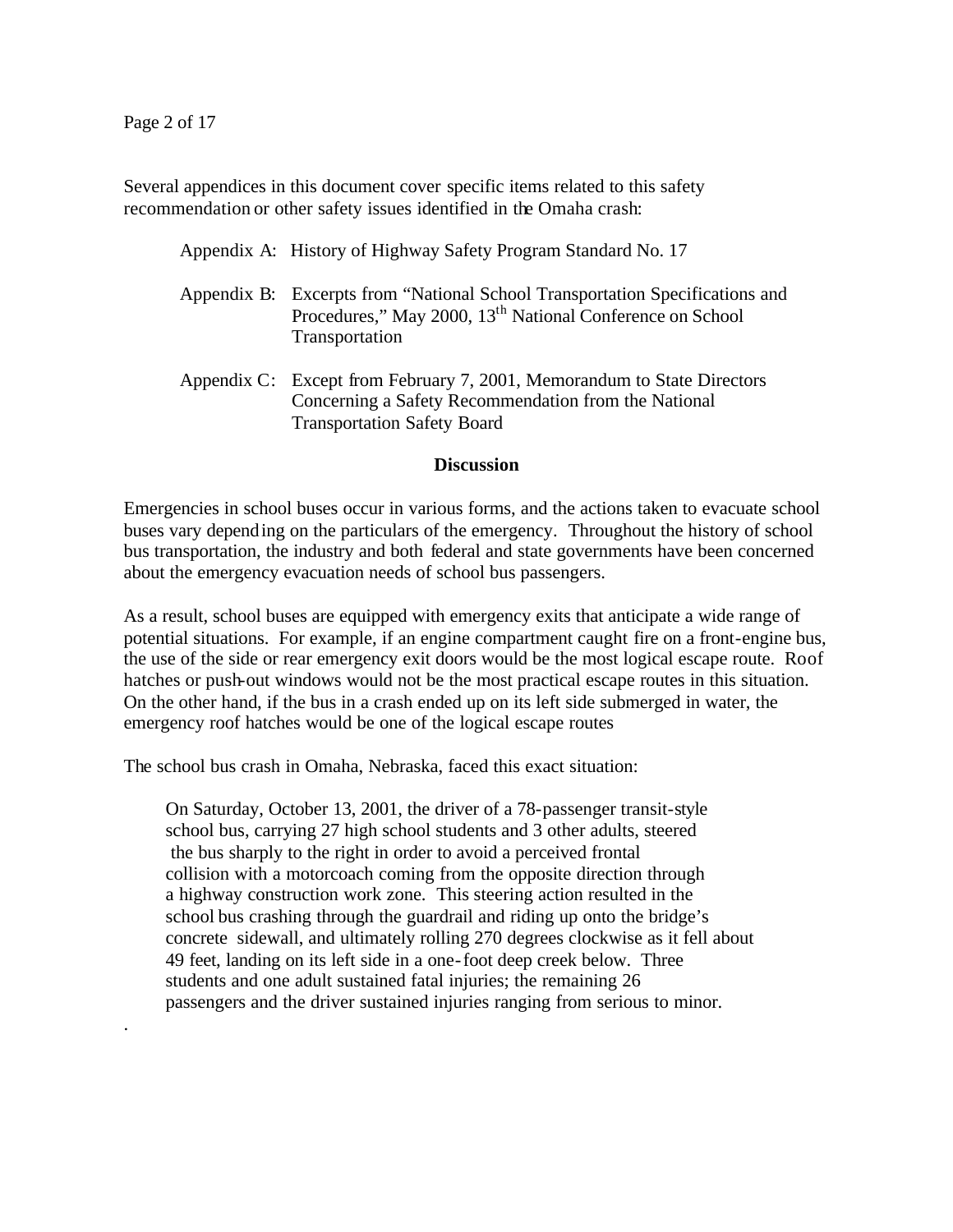Several appendices in this document cover specific items related to this safety recommendation or other safety issues identified in the Omaha crash:

- Appendix A: History of Highway Safety Program Standard No. 17
- Appendix B: Excerpts from "National School Transportation Specifications and Procedures," May 2000, 13th National Conference on School Transportation
- Appendix C: Except from February 7, 2001, Memorandum to State Directors Concerning a Safety Recommendation from the National Transportation Safety Board

## Discussion

Emergencies in school buses occur in various forms, and the actions taken to evacuate school buses vary depending on the particulars of the emergency. Throughout the history of school bus transportation, the industry and both federal and state governments have been concerned about the emergency evacuation needs of school bus passengers.

As a result, school buses are equipped with emergency exits that anticipate a wide range of potential situations. For example, if an engine compartment caught fire on a front-engine bus, the use of the side or rear emergency exit doors would be the most logical escape route. Roof hatches or push-out windows would not be the most practical escape routes in this situation. On the other hand, if the bus in a crash ended up on its left side submerged in water, the emergency roof hatches would be one of the logical escape routes

The school bus crash in Omaha, Nebraska, faced this exact situation:

> On Saturday, October 13, 2001, the driver of a 78-passenger transit-style school bus, carrying 27 high school students and 3 other adults, steered the bus sharply to the right in order to avoid a perceived frontal collision with a motorcoach coming from the opposite direction through a highway construction work zone. This steering action resulted in the school bus crashing through the guardrail and riding up onto the bridge's concrete sidewall, and ultimately rolling 270 degrees clockwise as it fell about 49 feet, landing on its left side in a one-foot deep creek below. Three students and one adult sustained fatal injuries; the remaining 26 passengers and the driver sustained injuries ranging from serious to minor.

.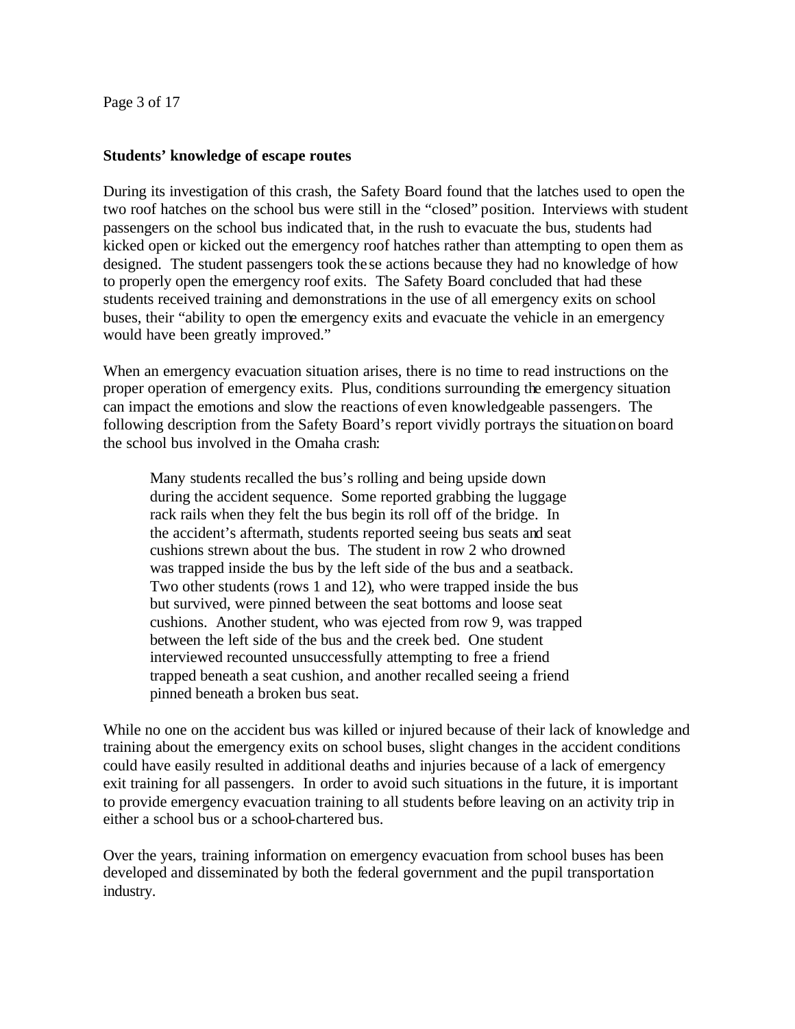**Students' knowledge of escape routes**

During its investigation of this crash, the Safety Board found that the latches used to open the two roof hatches on the school bus were still in the "closed" position. Interviews with student passengers on the school bus indicated that, in the rush to evacuate the bus, students had kicked open or kicked out the emergency roof hatches rather than attempting to open them as designed. The student passengers took these actions because they had no knowledge of how to properly open the emergency roof exits. The Safety Board concluded that had these students received training and demonstrations in the use of all emergency exits on school buses, their "ability to open the emergency exits and evacuate the vehicle in an emergency would have been greatly improved."

When an emergency evacuation situation arises, there is no time to read instructions on the proper operation of emergency exits. Plus, conditions surrounding the emergency situation can impact the emotions and slow the reactions of even knowledgeable passengers. The following description from the Safety Board's report vividly portrays the situation on board the school bus involved in the Omaha crash:

> Many students recalled the bus's rolling and being upside down during the accident sequence. Some reported grabbing the luggage rack rails when they felt the bus begin its roll off of the bridge. In the accident's aftermath, students reported seeing bus seats and seat cushions strewn about the bus. The student in row 2 who drowned was trapped inside the bus by the left side of the bus and a seatback. Two other students (rows 1 and 12), who were trapped inside the bus but survived, were pinned between the seat bottoms and loose seat cushions. Another student, who was ejected from row 9, was trapped between the left side of the bus and the creek bed. One student interviewed recounted unsuccessfully attempting to free a friend trapped beneath a seat cushion, and another recalled seeing a friend pinned beneath a broken bus seat.

While no one on the accident bus was killed or injured because of their lack of knowledge and training about the emergency exits on school buses, slight changes in the accident conditions could have easily resulted in additional deaths and injuries because of a lack of emergency exit training for all passengers. In order to avoid such situations in the future, it is important to provide emergency evacuation training to all students before leaving on an activity trip in either a school bus or a school-chartered bus.

Over the years, training information on emergency evacuation from school buses has been developed and disseminated by both the federal government and the pupil transportation industry.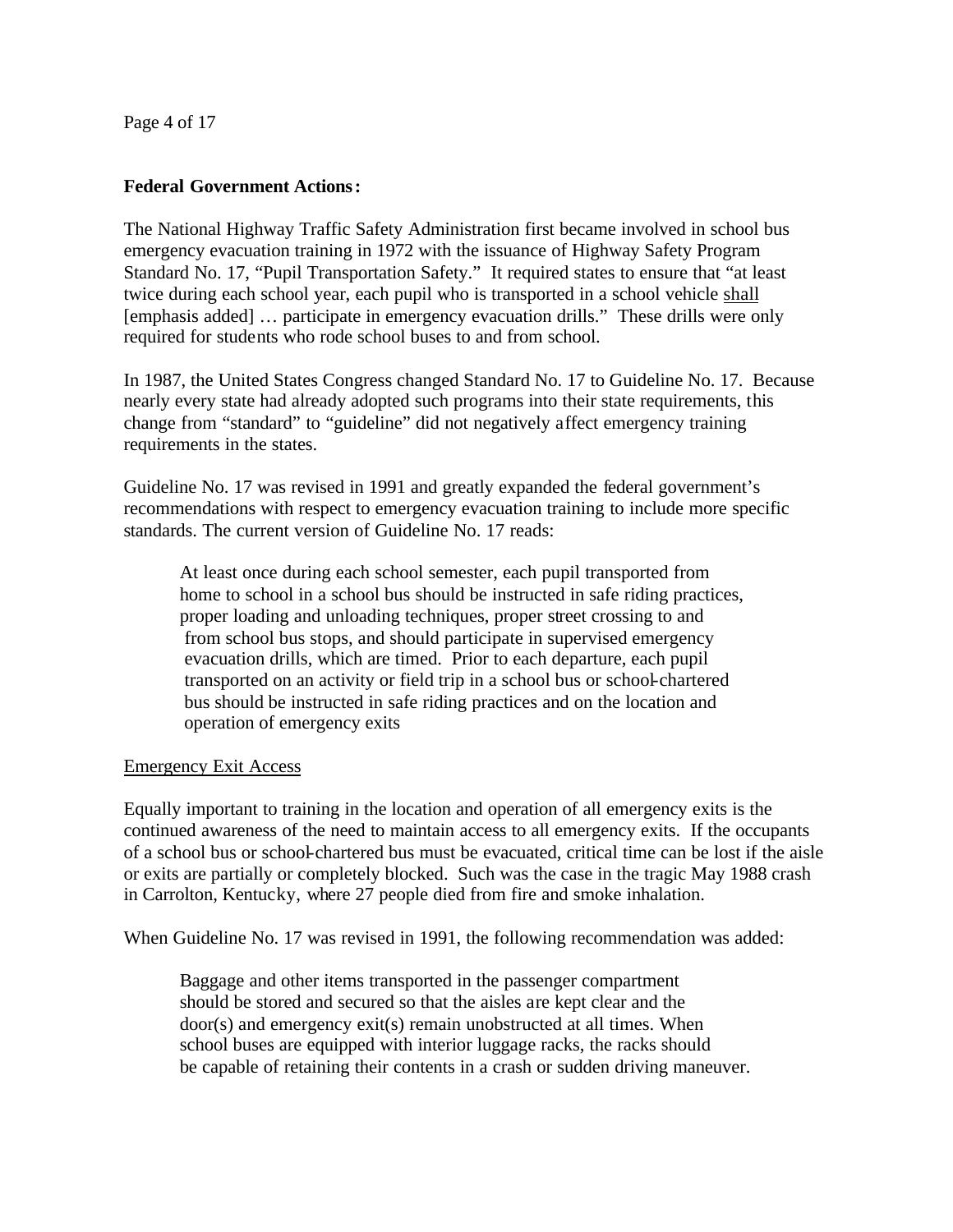**Federal Government Actions:**

The National Highway Traffic Safety Administration first became involved in school bus emergency evacuation training in 1972 with the issuance of Highway Safety Program Standard No. 17, "Pupil Transportation Safety." It required states to ensure that "at least twice during each school year, each pupil who is transported in a school vehicle <u>shall</u> [emphasis added] … participate in emergency evacuation drills." These drills were only required for students who rode school buses to and from school.

In 1987, the United States Congress changed Standard No. 17 to Guideline No. 17. Because nearly every state had already adopted such programs into their state requirements, this change from "standard" to "guideline" did not negatively affect emergency training requirements in the states.

Guideline No. 17 was revised in 1991 and greatly expanded the federal government's recommendations with respect to emergency evacuation training to include more specific standards. The current version of Guideline No. 17 reads:

> At least once during each school semester, each pupil transported from home to school in a school bus should be instructed in safe riding practices, proper loading and unloading techniques, proper street crossing to and from school bus stops, and should participate in supervised emergency evacuation drills, which are timed. Prior to each departure, each pupil transported on an activity or field trip in a school bus or school-chartered bus should be instructed in safe riding practices and on the location and operation of emergency exits

<u>Emergency Exit Access</u>

Equally important to training in the location and operation of all emergency exits is the continued awareness of the need to maintain access to all emergency exits. If the occupants of a school bus or school-chartered bus must be evacuated, critical time can be lost if the aisle or exits are partially or completely blocked. Such was the case in the tragic May 1988 crash in Carrolton, Kentucky, where 27 people died from fire and smoke inhalation.

When Guideline No. 17 was revised in 1991, the following recommendation was added:

> Baggage and other items transported in the passenger compartment should be stored and secured so that the aisles are kept clear and the door(s) and emergency exit(s) remain unobstructed at all times. When school buses are equipped with interior luggage racks, the racks should be capable of retaining their contents in a crash or sudden driving maneuver.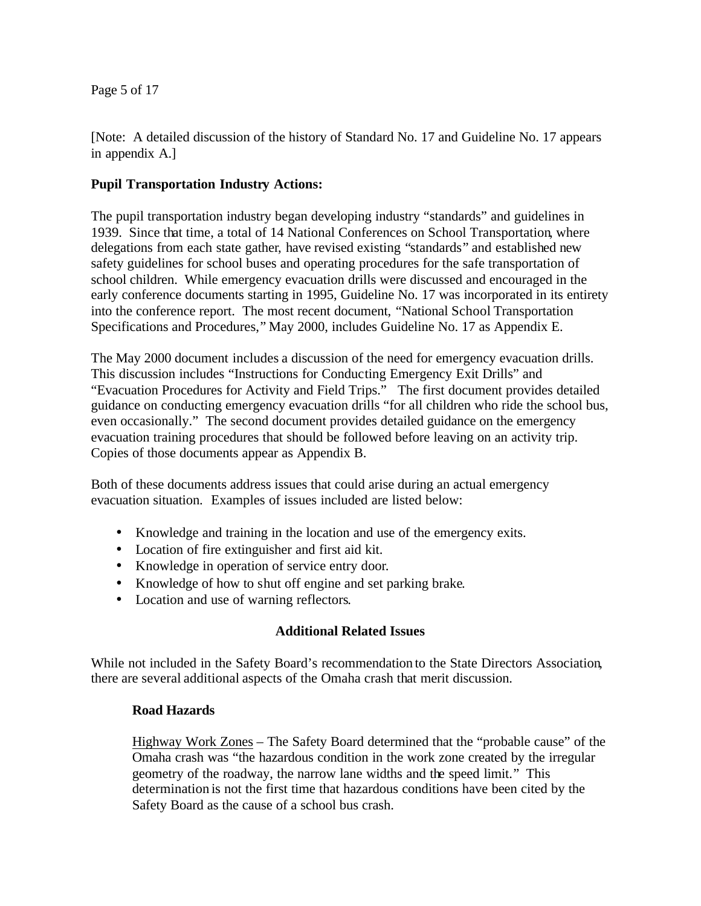[Note: A detailed discussion of the history of Standard No. 17 and Guideline No. 17 appears in appendix A.]

**Pupil Transportation Industry Actions:**

The pupil transportation industry began developing industry "standards" and guidelines in 1939. Since that time, a total of 14 National Conferences on School Transportation, where delegations from each state gather, have revised existing "standards" and established new safety guidelines for school buses and operating procedures for the safe transportation of school children. While emergency evacuation drills were discussed and encouraged in the early conference documents starting in 1995, Guideline No. 17 was incorporated in its entirety into the conference report. The most recent document, "National School Transportation Specifications and Procedures," May 2000, includes Guideline No. 17 as Appendix E.

The May 2000 document includes a discussion of the need for emergency evacuation drills. This discussion includes "Instructions for Conducting Emergency Exit Drills" and "Evacuation Procedures for Activity and Field Trips." The first document provides detailed guidance on conducting emergency evacuation drills "for all children who ride the school bus, even occasionally." The second document provides detailed guidance on the emergency evacuation training procedures that should be followed before leaving on an activity trip. Copies of those documents appear as Appendix B.

Both of these documents address issues that could arise during an actual emergency evacuation situation. Examples of issues included are listed below:

- Knowledge and training in the location and use of the emergency exits.
- Location of fire extinguisher and first aid kit.
- Knowledge in operation of service entry door.
- Knowledge of how to shut off engine and set parking brake.
- Location and use of warning reflectors.

## Additional Related Issues

While not included in the Safety Board's recommendation to the State Directors Association, there are several additional aspects of the Omaha crash that merit discussion.

### Road Hazards

Highway Work Zones – The Safety Board determined that the "probable cause" of the Omaha crash was "the hazardous condition in the work zone created by the irregular geometry of the roadway, the narrow lane widths and the speed limit." This determination is not the first time that hazardous conditions have been cited by the Safety Board as the cause of a school bus crash.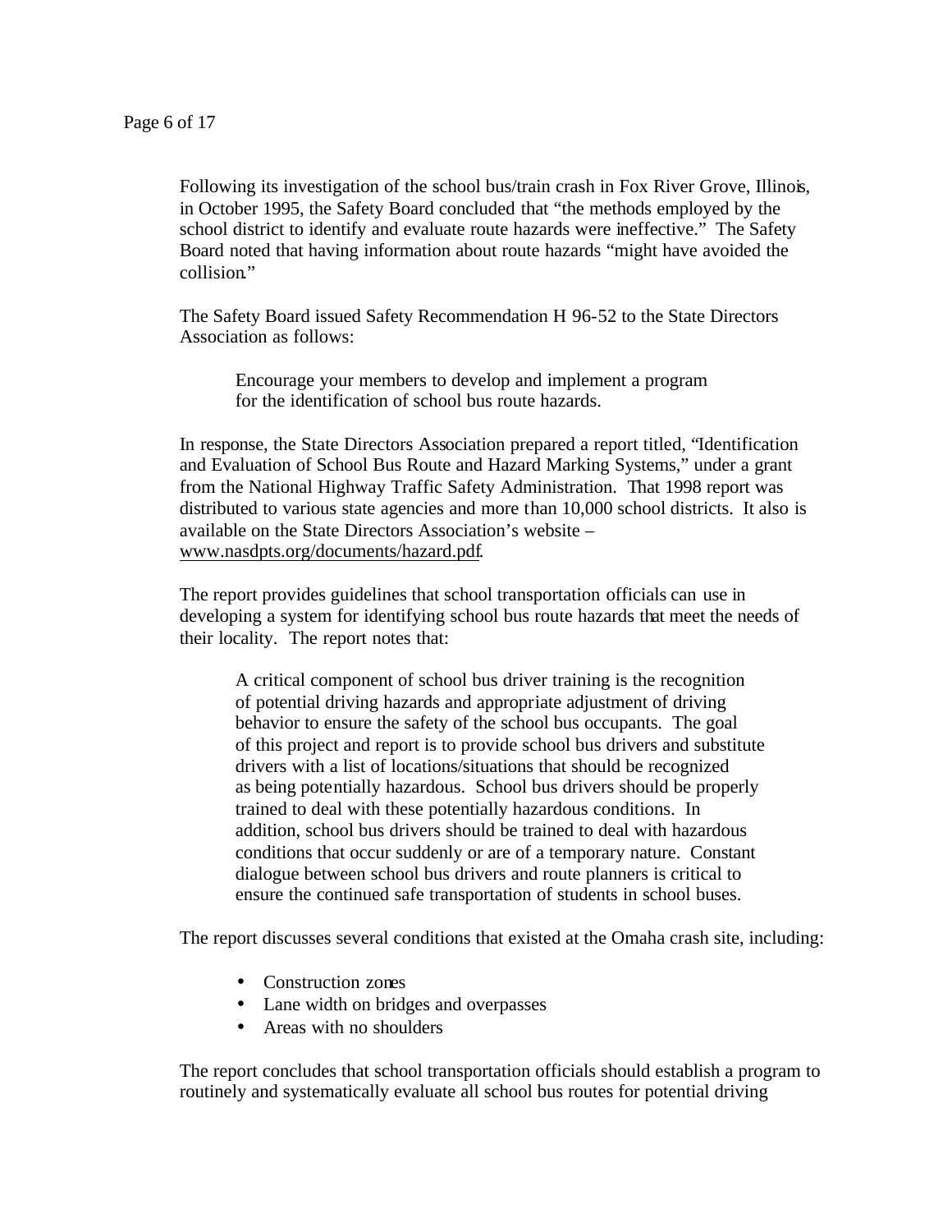Following its investigation of the school bus/train crash in Fox River Grove, Illinois, in October 1995, the Safety Board concluded that "the methods employed by the school district to identify and evaluate route hazards were ineffective." The Safety Board noted that having information about route hazards "might have avoided the collision."

The Safety Board issued Safety Recommendation H 96-52 to the State Directors Association as follows:

> Encourage your members to develop and implement a program for the identification of school bus route hazards.

In response, the State Directors Association prepared a report titled, "Identification and Evaluation of School Bus Route and Hazard Marking Systems," under a grant from the National Highway Traffic Safety Administration. That 1998 report was distributed to various state agencies and more than 10,000 school districts. It also is available on the State Directors Association's website – www.nasdpts.org/documents/hazard.pdf.

The report provides guidelines that school transportation officials can use in developing a system for identifying school bus route hazards that meet the needs of their locality. The report notes that:

> A critical component of school bus driver training is the recognition of potential driving hazards and appropriate adjustment of driving behavior to ensure the safety of the school bus occupants. The goal of this project and report is to provide school bus drivers and substitute drivers with a list of locations/situations that should be recognized as being potentially hazardous. School bus drivers should be properly trained to deal with these potentially hazardous conditions. In addition, school bus drivers should be trained to deal with hazardous conditions that occur suddenly or are of a temporary nature. Constant dialogue between school bus drivers and route planners is critical to ensure the continued safe transportation of students in school buses.

The report discusses several conditions that existed at the Omaha crash site, including:

- Construction zones
- Lane width on bridges and overpasses
- Areas with no shoulders

The report concludes that school transportation officials should establish a program to routinely and systematically evaluate all school bus routes for potential driving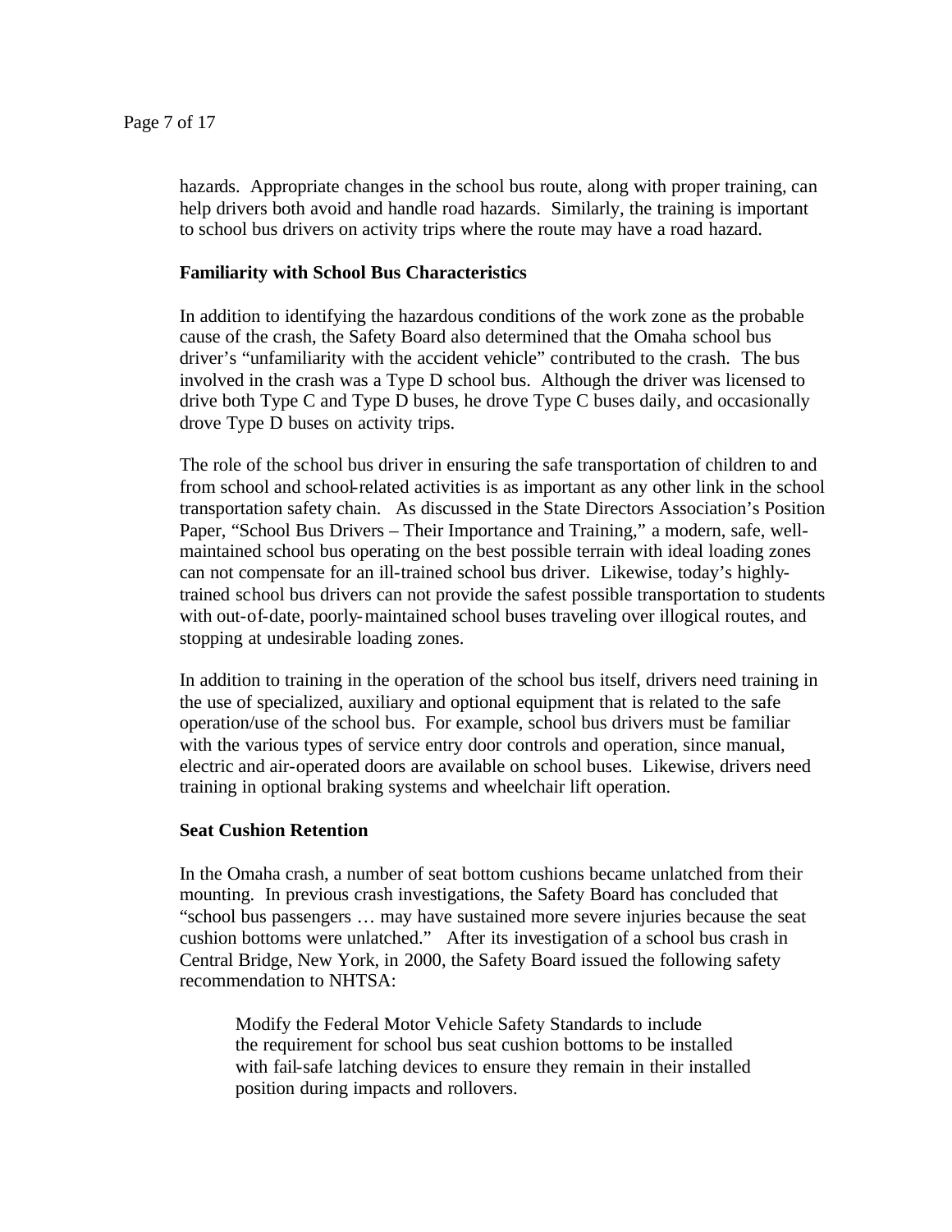hazards. Appropriate changes in the school bus route, along with proper training, can help drivers both avoid and handle road hazards. Similarly, the training is important to school bus drivers on activity trips where the route may have a road hazard.

**Familiarity with School Bus Characteristics**

In addition to identifying the hazardous conditions of the work zone as the probable cause of the crash, the Safety Board also determined that the Omaha school bus driver's "unfamiliarity with the accident vehicle" contributed to the crash. The bus involved in the crash was a Type D school bus. Although the driver was licensed to drive both Type C and Type D buses, he drove Type C buses daily, and occasionally drove Type D buses on activity trips.

The role of the school bus driver in ensuring the safe transportation of children to and from school and school-related activities is as important as any other link in the school transportation safety chain. As discussed in the State Directors Association's Position Paper, "School Bus Drivers – Their Importance and Training," a modern, safe, well-maintained school bus operating on the best possible terrain with ideal loading zones can not compensate for an ill-trained school bus driver. Likewise, today's highly-trained school bus drivers can not provide the safest possible transportation to students with out-of-date, poorly-maintained school buses traveling over illogical routes, and stopping at undesirable loading zones.

In addition to training in the operation of the school bus itself, drivers need training in the use of specialized, auxiliary and optional equipment that is related to the safe operation/use of the school bus. For example, school bus drivers must be familiar with the various types of service entry door controls and operation, since manual, electric and air-operated doors are available on school buses. Likewise, drivers need training in optional braking systems and wheelchair lift operation.

**Seat Cushion Retention**

In the Omaha crash, a number of seat bottom cushions became unlatched from their mounting. In previous crash investigations, the Safety Board has concluded that "school bus passengers … may have sustained more severe injuries because the seat cushion bottoms were unlatched." After its investigation of a school bus crash in Central Bridge, New York, in 2000, the Safety Board issued the following safety recommendation to NHTSA:

> Modify the Federal Motor Vehicle Safety Standards to include the requirement for school bus seat cushion bottoms to be installed with fail-safe latching devices to ensure they remain in their installed position during impacts and rollovers.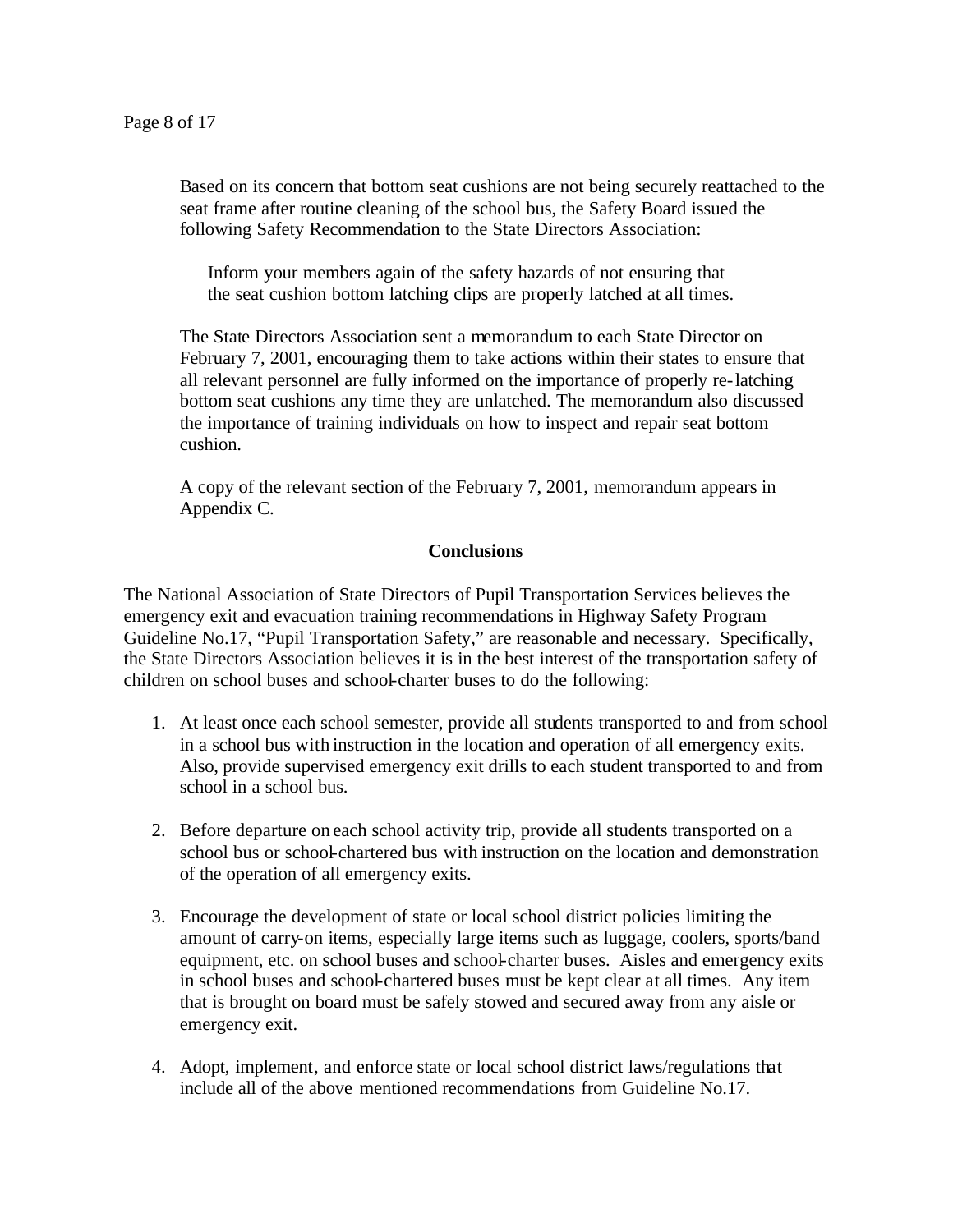Based on its concern that bottom seat cushions are not being securely reattached to the seat frame after routine cleaning of the school bus, the Safety Board issued the following Safety Recommendation to the State Directors Association:

> Inform your members again of the safety hazards of not ensuring that the seat cushion bottom latching clips are properly latched at all times.

The State Directors Association sent a memorandum to each State Director on February 7, 2001, encouraging them to take actions within their states to ensure that all relevant personnel are fully informed on the importance of properly re-latching bottom seat cushions any time they are unlatched. The memorandum also discussed the importance of training individuals on how to inspect and repair seat bottom cushion.

A copy of the relevant section of the February 7, 2001, memorandum appears in Appendix C.

## Conclusions

The National Association of State Directors of Pupil Transportation Services believes the emergency exit and evacuation training recommendations in Highway Safety Program Guideline No.17, "Pupil Transportation Safety," are reasonable and necessary. Specifically, the State Directors Association believes it is in the best interest of the transportation safety of children on school buses and school-charter buses to do the following:

1. At least once each school semester, provide all students transported to and from school in a school bus with instruction in the location and operation of all emergency exits. Also, provide supervised emergency exit drills to each student transported to and from school in a school bus.

2. Before departure on each school activity trip, provide all students transported on a school bus or school-chartered bus with instruction on the location and demonstration of the operation of all emergency exits.

3. Encourage the development of state or local school district policies limiting the amount of carry-on items, especially large items such as luggage, coolers, sports/band equipment, etc. on school buses and school-charter buses. Aisles and emergency exits in school buses and school-chartered buses must be kept clear at all times. Any item that is brought on board must be safely stowed and secured away from any aisle or emergency exit.

4. Adopt, implement, and enforce state or local school district laws/regulations that include all of the above mentioned recommendations from Guideline No.17.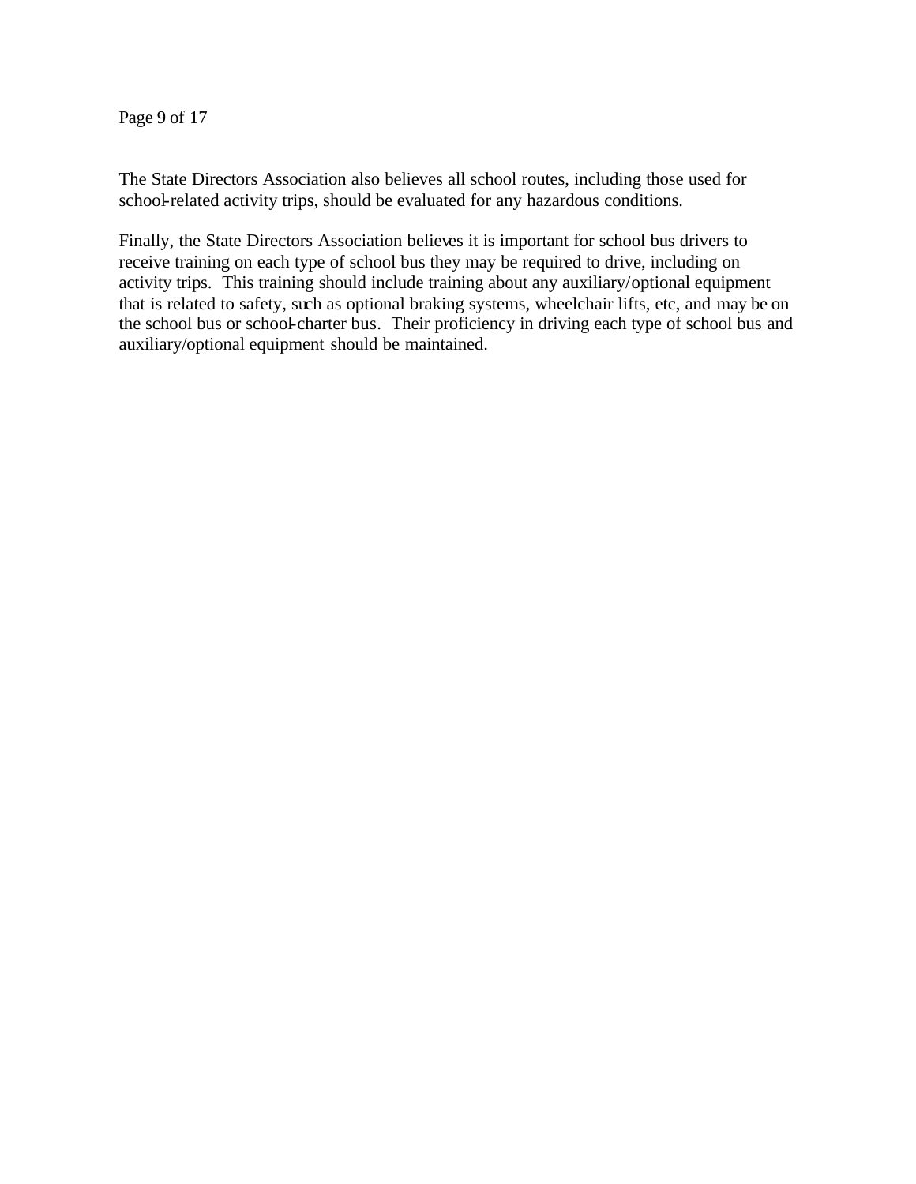The State Directors Association also believes all school routes, including those used for school-related activity trips, should be evaluated for any hazardous conditions.

Finally, the State Directors Association believes it is important for school bus drivers to receive training on each type of school bus they may be required to drive, including on activity trips. This training should include training about any auxiliary/optional equipment that is related to safety, such as optional braking systems, wheelchair lifts, etc, and may be on the school bus or school-charter bus. Their proficiency in driving each type of school bus and auxiliary/optional equipment should be maintained.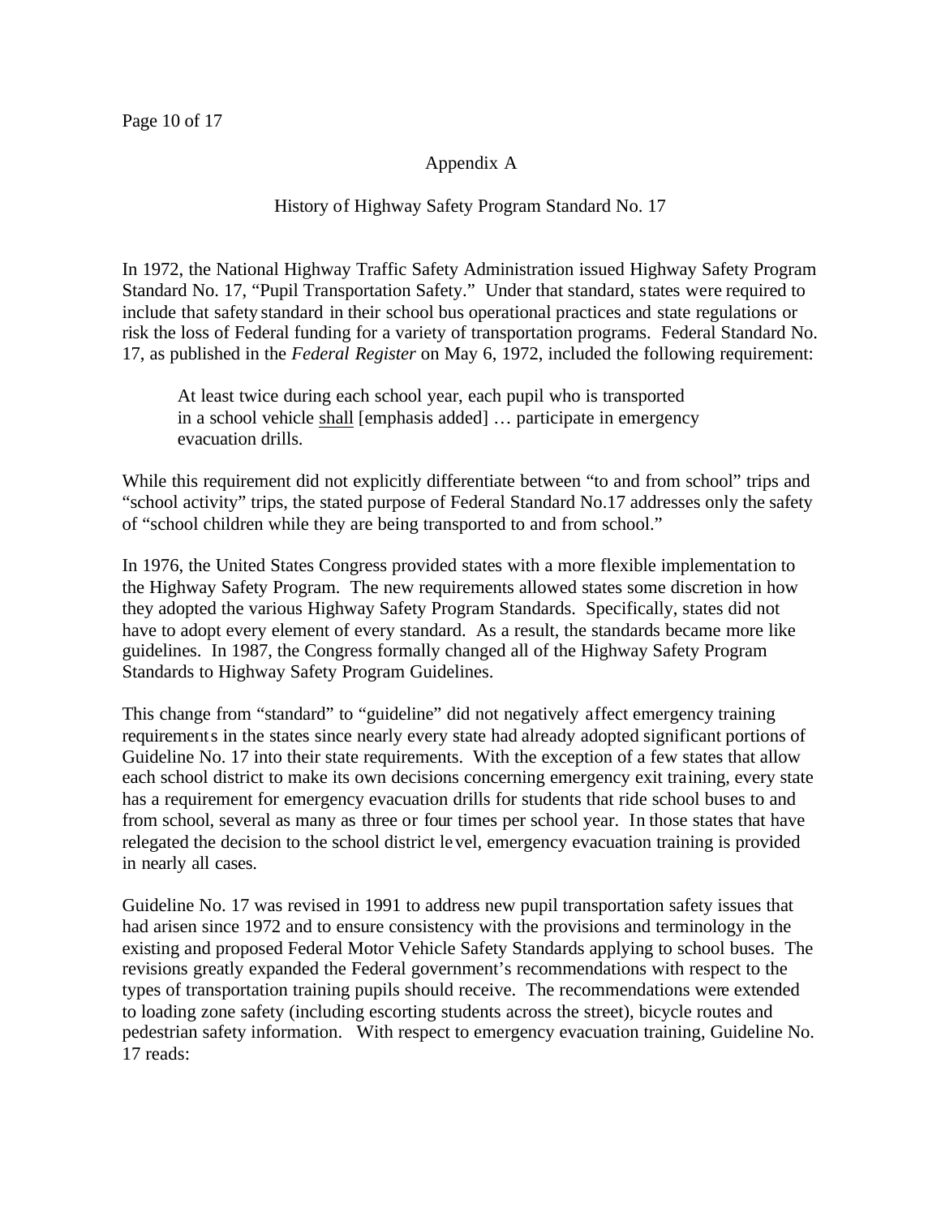## Appendix A

### History of Highway Safety Program Standard No. 17

In 1972, the National Highway Traffic Safety Administration issued Highway Safety Program Standard No. 17, "Pupil Transportation Safety." Under that standard, states were required to include that safety standard in their school bus operational practices and state regulations or risk the loss of Federal funding for a variety of transportation programs. Federal Standard No. 17, as published in the *Federal Register* on May 6, 1972, included the following requirement:

> At least twice during each school year, each pupil who is transported in a school vehicle <u>shall</u> [emphasis added] … participate in emergency evacuation drills.

While this requirement did not explicitly differentiate between "to and from school" trips and "school activity" trips, the stated purpose of Federal Standard No.17 addresses only the safety of "school children while they are being transported to and from school."

In 1976, the United States Congress provided states with a more flexible implementation to the Highway Safety Program. The new requirements allowed states some discretion in how they adopted the various Highway Safety Program Standards. Specifically, states did not have to adopt every element of every standard. As a result, the standards became more like guidelines. In 1987, the Congress formally changed all of the Highway Safety Program Standards to Highway Safety Program Guidelines.

This change from "standard" to "guideline" did not negatively affect emergency training requirements in the states since nearly every state had already adopted significant portions of Guideline No. 17 into their state requirements. With the exception of a few states that allow each school district to make its own decisions concerning emergency exit training, every state has a requirement for emergency evacuation drills for students that ride school buses to and from school, several as many as three or four times per school year. In those states that have relegated the decision to the school district level, emergency evacuation training is provided in nearly all cases.

Guideline No. 17 was revised in 1991 to address new pupil transportation safety issues that had arisen since 1972 and to ensure consistency with the provisions and terminology in the existing and proposed Federal Motor Vehicle Safety Standards applying to school buses. The revisions greatly expanded the Federal government's recommendations with respect to the types of transportation training pupils should receive. The recommendations were extended to loading zone safety (including escorting students across the street), bicycle routes and pedestrian safety information. With respect to emergency evacuation training, Guideline No. 17 reads: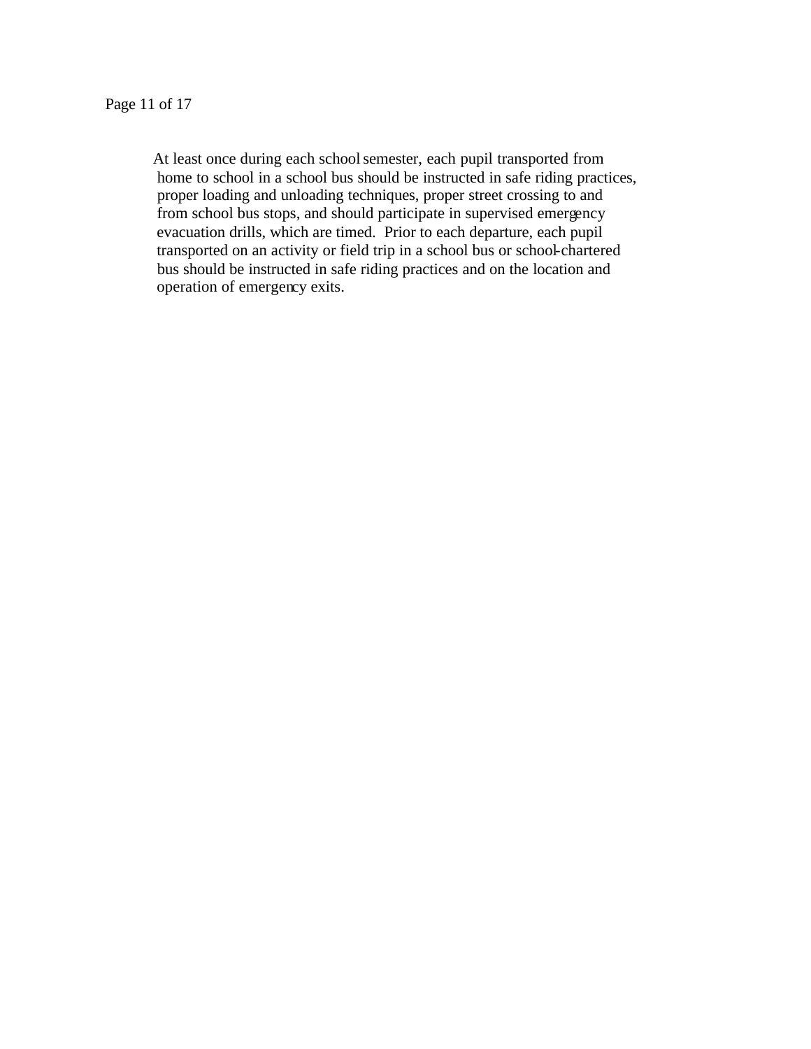At least once during each school semester, each pupil transported from home to school in a school bus should be instructed in safe riding practices, proper loading and unloading techniques, proper street crossing to and from school bus stops, and should participate in supervised emergency evacuation drills, which are timed. Prior to each departure, each pupil transported on an activity or field trip in a school bus or school-chartered bus should be instructed in safe riding practices and on the location and operation of emergency exits.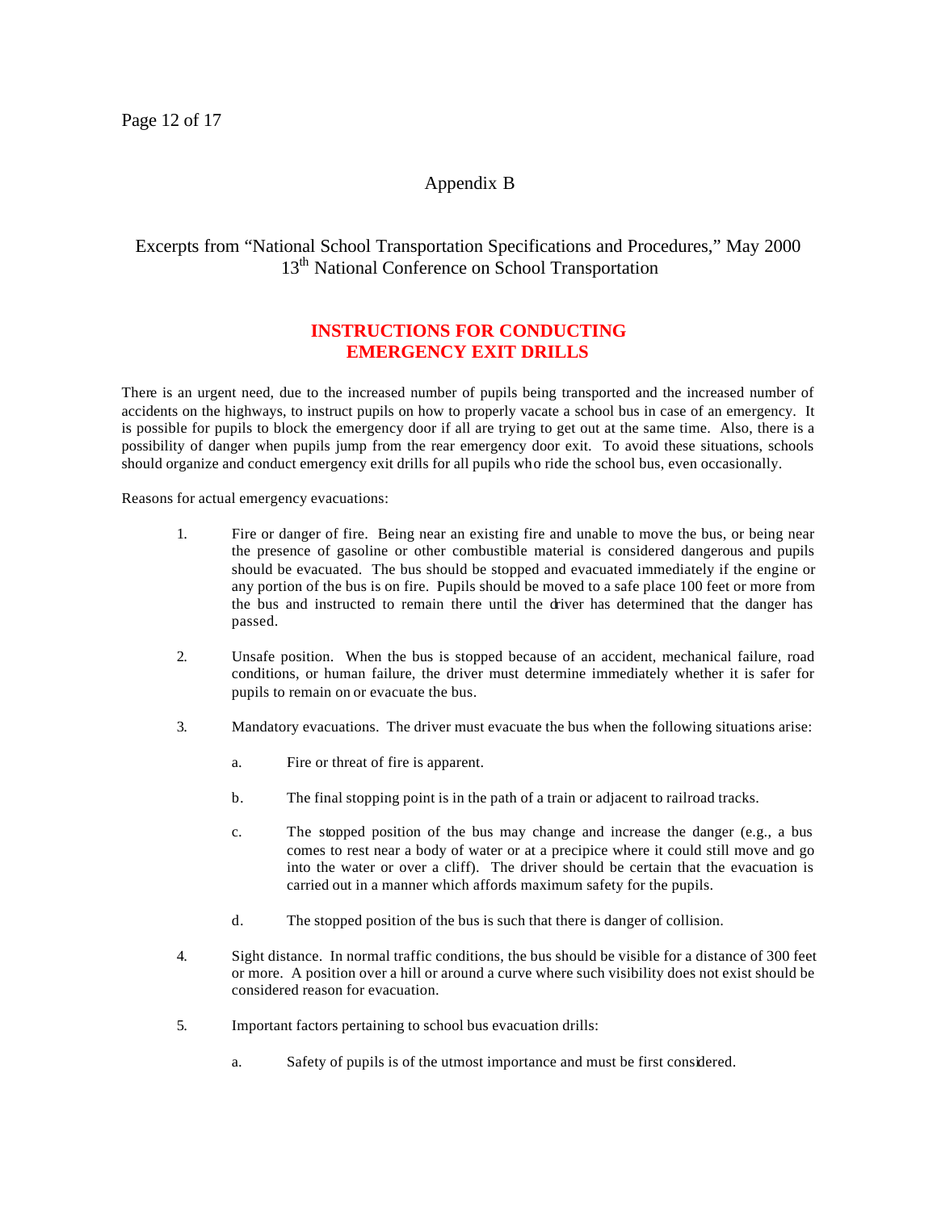# Appendix B

## Excerpts from "National School Transportation Specifications and Procedures," May 2000 13th National Conference on School Transportation

### INSTRUCTIONS FOR CONDUCTING EMERGENCY EXIT DRILLS

There is an urgent need, due to the increased number of pupils being transported and the increased number of accidents on the highways, to instruct pupils on how to properly vacate a school bus in case of an emergency. It is possible for pupils to block the emergency door if all are trying to get out at the same time. Also, there is a possibility of danger when pupils jump from the rear emergency door exit. To avoid these situations, schools should organize and conduct emergency exit drills for all pupils who ride the school bus, even occasionally.

Reasons for actual emergency evacuations:

1. Fire or danger of fire. Being near an existing fire and unable to move the bus, or being near the presence of gasoline or other combustible material is considered dangerous and pupils should be evacuated. The bus should be stopped and evacuated immediately if the engine or any portion of the bus is on fire. Pupils should be moved to a safe place 100 feet or more from the bus and instructed to remain there until the driver has determined that the danger has passed.

2. Unsafe position. When the bus is stopped because of an accident, mechanical failure, road conditions, or human failure, the driver must determine immediately whether it is safer for pupils to remain on or evacuate the bus.

3. Mandatory evacuations. The driver must evacuate the bus when the following situations arise:

   a. Fire or threat of fire is apparent.

   b. The final stopping point is in the path of a train or adjacent to railroad tracks.

   c. The stopped position of the bus may change and increase the danger (e.g., a bus comes to rest near a body of water or at a precipice where it could still move and go into the water or over a cliff). The driver should be certain that the evacuation is carried out in a manner which affords maximum safety for the pupils.

   d. The stopped position of the bus is such that there is danger of collision.

4. Sight distance. In normal traffic conditions, the bus should be visible for a distance of 300 feet or more. A position over a hill or around a curve where such visibility does not exist should be considered reason for evacuation.

5. Important factors pertaining to school bus evacuation drills:

   a. Safety of pupils is of the utmost importance and must be first considered.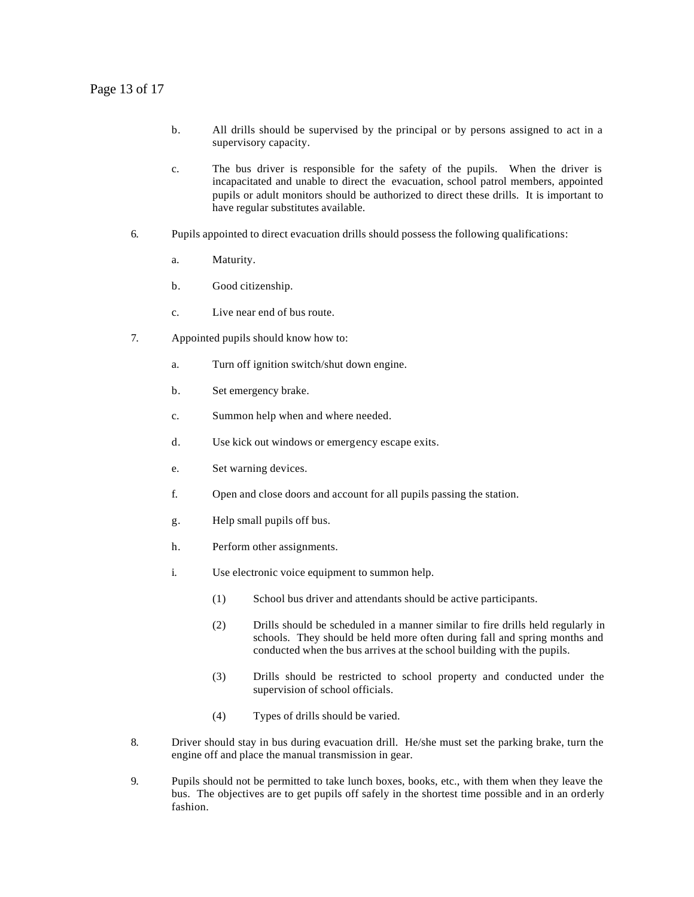b. All drills should be supervised by the principal or by persons assigned to act in a supervisory capacity.

c. The bus driver is responsible for the safety of the pupils. When the driver is incapacitated and unable to direct the evacuation, school patrol members, appointed pupils or adult monitors should be authorized to direct these drills. It is important to have regular substitutes available.

6. Pupils appointed to direct evacuation drills should possess the following qualifications:

   a. Maturity.

   b. Good citizenship.

   c. Live near end of bus route.

7. Appointed pupils should know how to:

   a. Turn off ignition switch/shut down engine.

   b. Set emergency brake.

   c. Summon help when and where needed.

   d. Use kick out windows or emergency escape exits.

   e. Set warning devices.

   f. Open and close doors and account for all pupils passing the station.

   g. Help small pupils off bus.

   h. Perform other assignments.

   i. Use electronic voice equipment to summon help.

      (1) School bus driver and attendants should be active participants.

      (2) Drills should be scheduled in a manner similar to fire drills held regularly in schools. They should be held more often during fall and spring months and conducted when the bus arrives at the school building with the pupils.

      (3) Drills should be restricted to school property and conducted under the supervision of school officials.

      (4) Types of drills should be varied.

8. Driver should stay in bus during evacuation drill. He/she must set the parking brake, turn the engine off and place the manual transmission in gear.

9. Pupils should not be permitted to take lunch boxes, books, etc., with them when they leave the bus. The objectives are to get pupils off safely in the shortest time possible and in an orderly fashion.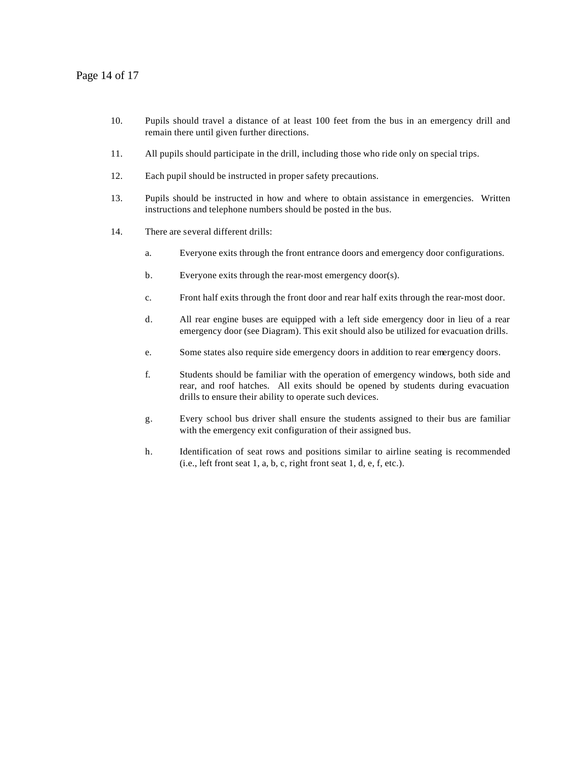10. Pupils should travel a distance of at least 100 feet from the bus in an emergency drill and remain there until given further directions.

11. All pupils should participate in the drill, including those who ride only on special trips.

12. Each pupil should be instructed in proper safety precautions.

13. Pupils should be instructed in how and where to obtain assistance in emergencies. Written instructions and telephone numbers should be posted in the bus.

14. There are several different drills:

    a. Everyone exits through the front entrance doors and emergency door configurations.

    b. Everyone exits through the rear-most emergency door(s).

    c. Front half exits through the front door and rear half exits through the rear-most door.

    d. All rear engine buses are equipped with a left side emergency door in lieu of a rear emergency door (see Diagram). This exit should also be utilized for evacuation drills.

    e. Some states also require side emergency doors in addition to rear emergency doors.

    f. Students should be familiar with the operation of emergency windows, both side and rear, and roof hatches. All exits should be opened by students during evacuation drills to ensure their ability to operate such devices.

    g. Every school bus driver shall ensure the students assigned to their bus are familiar with the emergency exit configuration of their assigned bus.

    h. Identification of seat rows and positions similar to airline seating is recommended (i.e., left front seat 1, a, b, c, right front seat 1, d, e, f, etc.).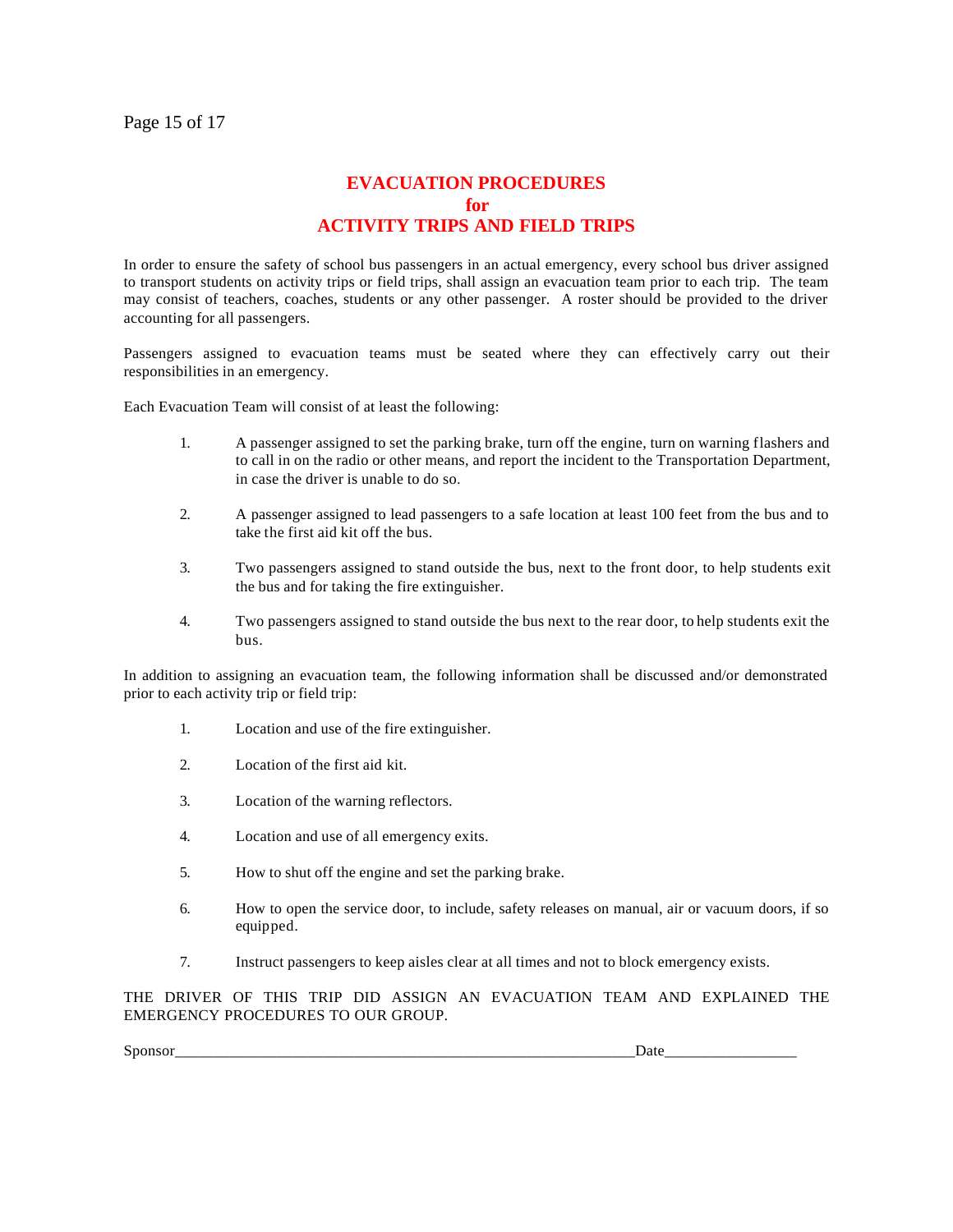# EVACUATION PROCEDURES for ACTIVITY TRIPS AND FIELD TRIPS

In order to ensure the safety of school bus passengers in an actual emergency, every school bus driver assigned to transport students on activity trips or field trips, shall assign an evacuation team prior to each trip. The team may consist of teachers, coaches, students or any other passenger. A roster should be provided to the driver accounting for all passengers.

Passengers assigned to evacuation teams must be seated where they can effectively carry out their responsibilities in an emergency.

Each Evacuation Team will consist of at least the following:

1. A passenger assigned to set the parking brake, turn off the engine, turn on warning flashers and to call in on the radio or other means, and report the incident to the Transportation Department, in case the driver is unable to do so.

2. A passenger assigned to lead passengers to a safe location at least 100 feet from the bus and to take the first aid kit off the bus.

3. Two passengers assigned to stand outside the bus, next to the front door, to help students exit the bus and for taking the fire extinguisher.

4. Two passengers assigned to stand outside the bus next to the rear door, to help students exit the bus.

In addition to assigning an evacuation team, the following information shall be discussed and/or demonstrated prior to each activity trip or field trip:

1. Location and use of the fire extinguisher.

2. Location of the first aid kit.

3. Location of the warning reflectors.

4. Location and use of all emergency exits.

5. How to shut off the engine and set the parking brake.

6. How to open the service door, to include, safety releases on manual, air or vacuum doors, if so equipped.

7. Instruct passengers to keep aisles clear at all times and not to block emergency exists.

THE DRIVER OF THIS TRIP DID ASSIGN AN EVACUATION TEAM AND EXPLAINED THE EMERGENCY PROCEDURES TO OUR GROUP.

Sponsor_____________________________________________________________Date_________________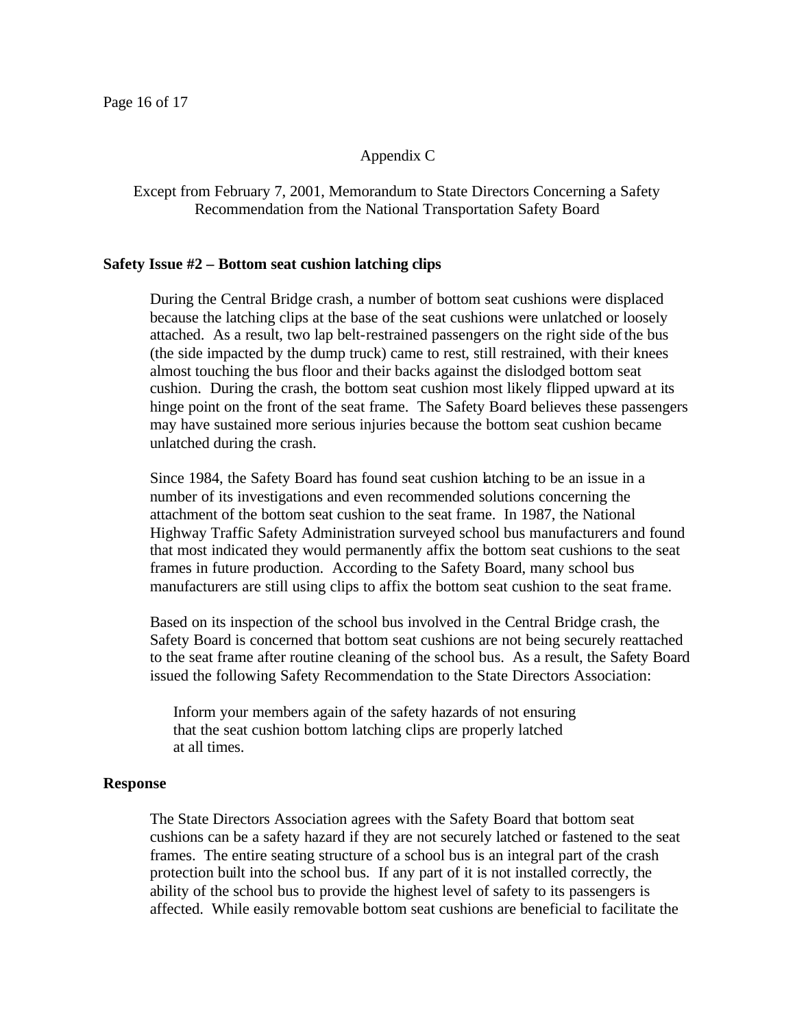## Appendix C

Except from February 7, 2001, Memorandum to State Directors Concerning a Safety Recommendation from the National Transportation Safety Board

**Safety Issue #2 – Bottom seat cushion latching clips**

During the Central Bridge crash, a number of bottom seat cushions were displaced because the latching clips at the base of the seat cushions were unlatched or loosely attached. As a result, two lap belt-restrained passengers on the right side of the bus (the side impacted by the dump truck) came to rest, still restrained, with their knees almost touching the bus floor and their backs against the dislodged bottom seat cushion. During the crash, the bottom seat cushion most likely flipped upward at its hinge point on the front of the seat frame. The Safety Board believes these passengers may have sustained more serious injuries because the bottom seat cushion became unlatched during the crash.

Since 1984, the Safety Board has found seat cushion latching to be an issue in a number of its investigations and even recommended solutions concerning the attachment of the bottom seat cushion to the seat frame. In 1987, the National Highway Traffic Safety Administration surveyed school bus manufacturers and found that most indicated they would permanently affix the bottom seat cushions to the seat frames in future production. According to the Safety Board, many school bus manufacturers are still using clips to affix the bottom seat cushion to the seat frame.

Based on its inspection of the school bus involved in the Central Bridge crash, the Safety Board is concerned that bottom seat cushions are not being securely reattached to the seat frame after routine cleaning of the school bus. As a result, the Safety Board issued the following Safety Recommendation to the State Directors Association:

> Inform your members again of the safety hazards of not ensuring that the seat cushion bottom latching clips are properly latched at all times.

**Response**

The State Directors Association agrees with the Safety Board that bottom seat cushions can be a safety hazard if they are not securely latched or fastened to the seat frames. The entire seating structure of a school bus is an integral part of the crash protection built into the school bus. If any part of it is not installed correctly, the ability of the school bus to provide the highest level of safety to its passengers is affected. While easily removable bottom seat cushions are beneficial to facilitate the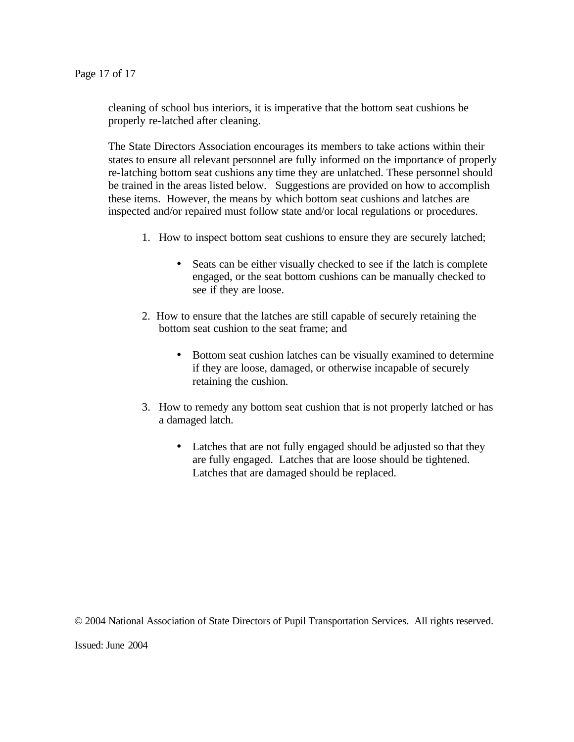cleaning of school bus interiors, it is imperative that the bottom seat cushions be properly re-latched after cleaning.

The State Directors Association encourages its members to take actions within their states to ensure all relevant personnel are fully informed on the importance of properly re-latching bottom seat cushions any time they are unlatched. These personnel should be trained in the areas listed below. Suggestions are provided on how to accomplish these items. However, the means by which bottom seat cushions and latches are inspected and/or repaired must follow state and/or local regulations or procedures.

1. How to inspect bottom seat cushions to ensure they are securely latched;

    - Seats can be either visually checked to see if the latch is complete engaged, or the seat bottom cushions can be manually checked to see if they are loose.

2. How to ensure that the latches are still capable of securely retaining the bottom seat cushion to the seat frame; and

    - Bottom seat cushion latches can be visually examined to determine if they are loose, damaged, or otherwise incapable of securely retaining the cushion.

3. How to remedy any bottom seat cushion that is not properly latched or has a damaged latch.

    - Latches that are not fully engaged should be adjusted so that they are fully engaged. Latches that are loose should be tightened. Latches that are damaged should be replaced.

© 2004 National Association of State Directors of Pupil Transportation Services. All rights reserved.

Issued: June 2004